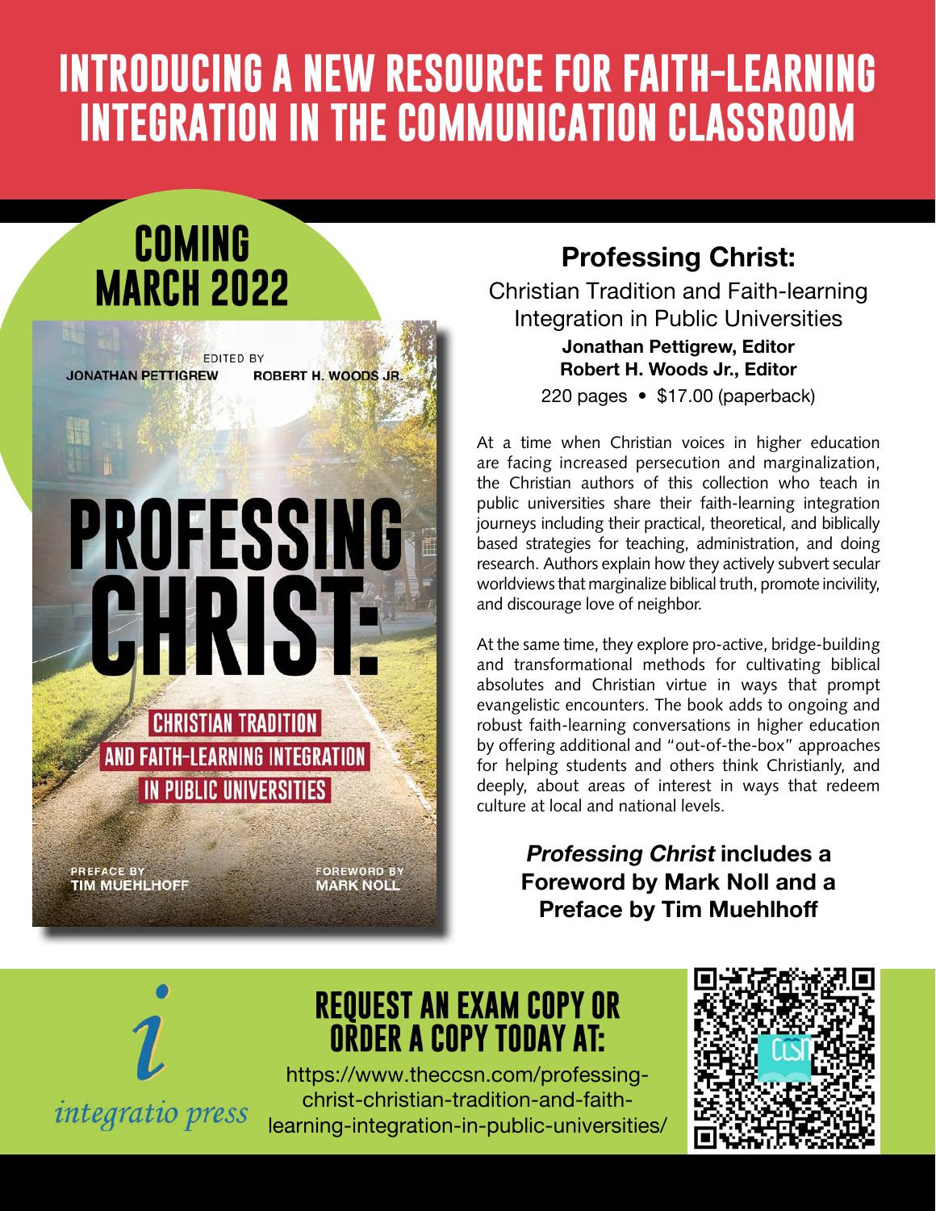# INTRODUCING A NEW RESOURCE FOR FAITH-LEARNING INTEGRATION IN THE COMMUNICATION CLASSROOM

## COMING MARCH 2022

EDITED BY
JONATHAN PETTIGREW ROBERT H. WOODS JR.

PROFESSING CHRIST:

CHRISTIAN TRADITION AND FAITH-LEARNING INTEGRATION IN PUBLIC UNIVERSITIES

PREFACE BY TIM MUEHLHOFF

FOREWORD BY MARK NOLL

## Professing Christ:

Christian Tradition and Faith-learning Integration in Public Universities

**Jonathan Pettigrew, Editor**
**Robert H. Woods Jr., Editor**

220 pages • $17.00 (paperback)

At a time when Christian voices in higher education are facing increased persecution and marginalization, the Christian authors of this collection who teach in public universities share their faith-learning integration journeys including their practical, theoretical, and biblically based strategies for teaching, administration, and doing research. Authors explain how they actively subvert secular worldviews that marginalize biblical truth, promote incivility, and discourage love of neighbor.

At the same time, they explore pro-active, bridge-building and transformational methods for cultivating biblical absolutes and Christian virtue in ways that prompt evangelistic encounters. The book adds to ongoing and robust faith-learning conversations in higher education by offering additional and "out-of-the-box" approaches for helping students and others think Christianly, and deeply, about areas of interest in ways that redeem culture at local and national levels.

***Professing Christ* includes a Foreword by Mark Noll and a Preface by Tim Muehlhoff**

integratio press

## REQUEST AN EXAM COPY OR ORDER A COPY TODAY AT:

https://www.theccsn.com/professing-christ-christian-tradition-and-faith-learning-integration-in-public-universities/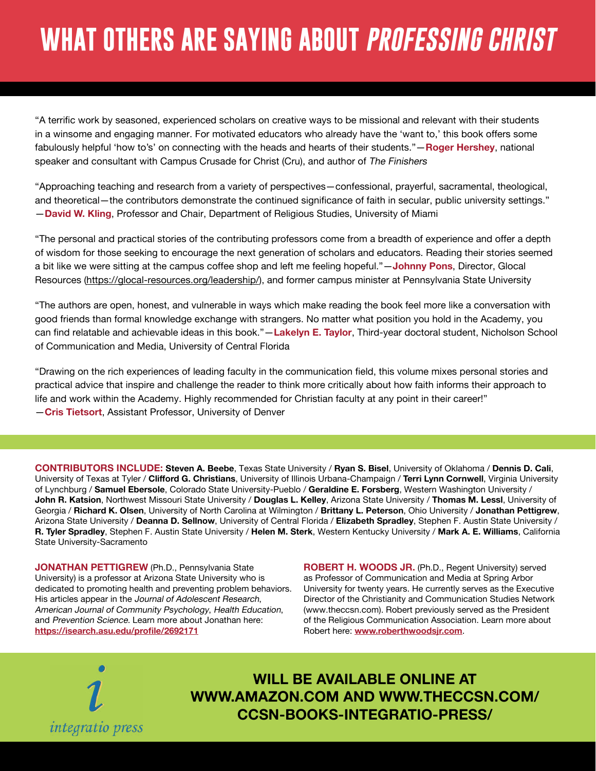# WHAT OTHERS ARE SAYING ABOUT *PROFESSING CHRIST*

"A terrific work by seasoned, experienced scholars on creative ways to be missional and relevant with their students in a winsome and engaging manner. For motivated educators who already have the 'want to,' this book offers some fabulously helpful 'how to's' on connecting with the heads and hearts of their students."—**Roger Hershey**, national speaker and consultant with Campus Crusade for Christ (Cru), and author of *The Finishers*

"Approaching teaching and research from a variety of perspectives—confessional, prayerful, sacramental, theological, and theoretical—the contributors demonstrate the continued significance of faith in secular, public university settings." —**David W. Kling**, Professor and Chair, Department of Religious Studies, University of Miami

"The personal and practical stories of the contributing professors come from a breadth of experience and offer a depth of wisdom for those seeking to encourage the next generation of scholars and educators. Reading their stories seemed a bit like we were sitting at the campus coffee shop and left me feeling hopeful."—**Johnny Pons**, Director, Glocal Resources (https://glocal-resources.org/leadership/), and former campus minister at Pennsylvania State University

"The authors are open, honest, and vulnerable in ways which make reading the book feel more like a conversation with good friends than formal knowledge exchange with strangers. No matter what position you hold in the Academy, you can find relatable and achievable ideas in this book."—**Lakelyn E. Taylor**, Third-year doctoral student, Nicholson School of Communication and Media, University of Central Florida

"Drawing on the rich experiences of leading faculty in the communication field, this volume mixes personal stories and practical advice that inspire and challenge the reader to think more critically about how faith informs their approach to life and work within the Academy. Highly recommended for Christian faculty at any point in their career!" —**Cris Tietsort**, Assistant Professor, University of Denver

**CONTRIBUTORS INCLUDE:** **Steven A. Beebe**, Texas State University / **Ryan S. Bisel**, University of Oklahoma / **Dennis D. Cali**, University of Texas at Tyler / **Clifford G. Christians**, University of Illinois Urbana-Champaign / **Terri Lynn Cornwell**, Virginia University of Lynchburg / **Samuel Ebersole**, Colorado State University-Pueblo / **Geraldine E. Forsberg**, Western Washington University / **John R. Katsion**, Northwest Missouri State University / **Douglas L. Kelley**, Arizona State University / **Thomas M. Lessl**, University of Georgia / **Richard K. Olsen**, University of North Carolina at Wilmington / **Brittany L. Peterson**, Ohio University / **Jonathan Pettigrew**, Arizona State University / **Deanna D. Sellnow**, University of Central Florida / **Elizabeth Spradley**, Stephen F. Austin State University / **R. Tyler Spradley**, Stephen F. Austin State University / **Helen M. Sterk**, Western Kentucky University / **Mark A. E. Williams**, California State University-Sacramento

**JONATHAN PETTIGREW** (Ph.D., Pennsylvania State University) is a professor at Arizona State University who is dedicated to promoting health and preventing problem behaviors. His articles appear in the *Journal of Adolescent Research*, *American Journal of Community Psychology*, *Health Education*, and *Prevention Science*. Learn more about Jonathan here: **https://isearch.asu.edu/profile/2692171**

**ROBERT H. WOODS JR.** (Ph.D., Regent University) served as Professor of Communication and Media at Spring Arbor University for twenty years. He currently serves as the Executive Director of the Christianity and Communication Studies Network (www.theccsn.com). Robert previously served as the President of the Religious Communication Association. Learn more about Robert here: **www.roberthwoodsjr.com**.

integratio press

**WILL BE AVAILABLE ONLINE AT WWW.AMAZON.COM AND WWW.THECCSN.COM/ CCSN-BOOKS-INTEGRATIO-PRESS/**